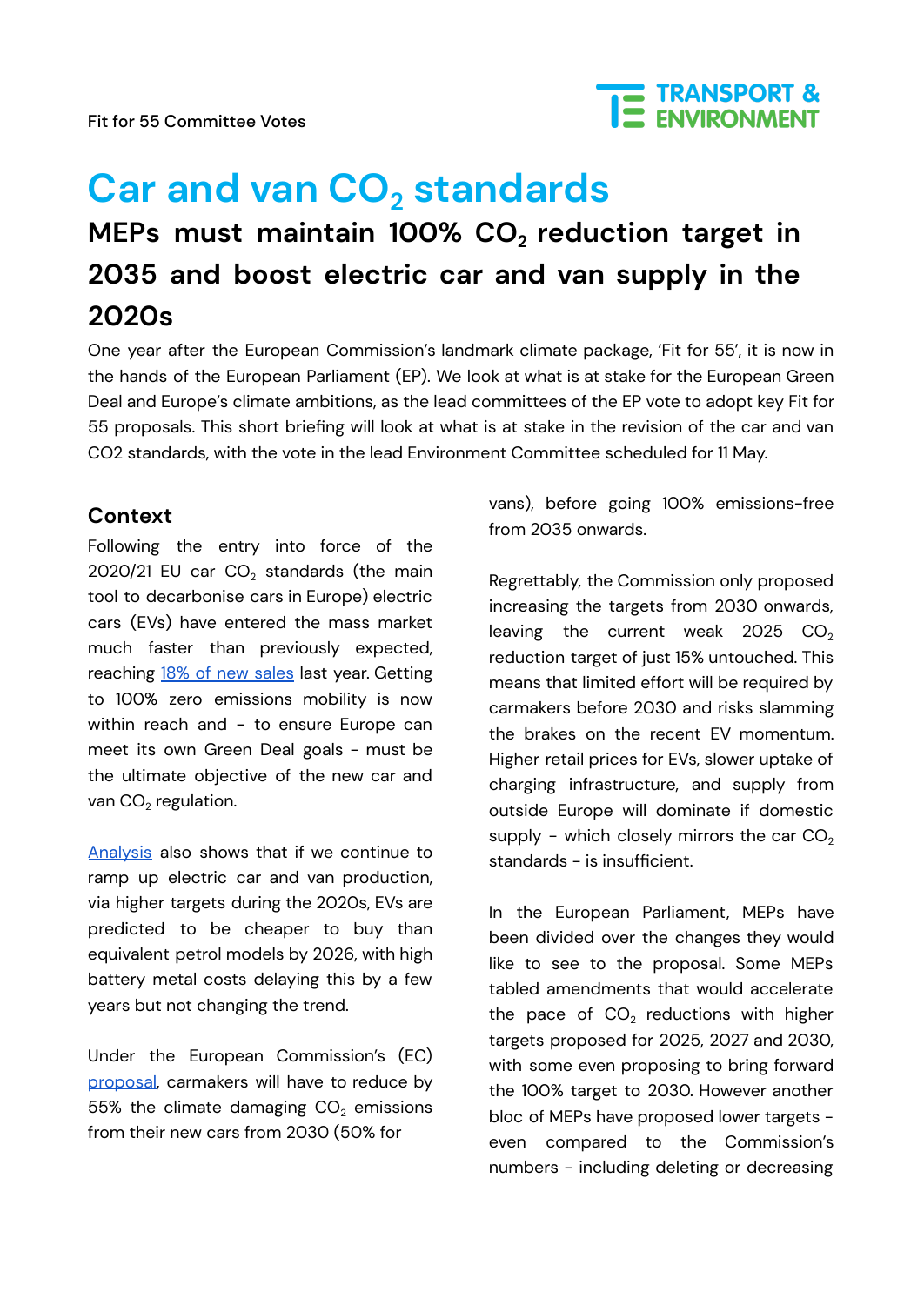Fit for 55 Committee Votes

# Car and van $CO_2$ standards

## MEPs must maintain 100% $CO_2$ reduction target in 2035 and boost electric car and van supply in the 2020s

One year after the European Commission's landmark climate package, 'Fit for 55', it is now in the hands of the European Parliament (EP). We look at what is at stake for the European Green Deal and Europe's climate ambitions, as the lead committees of the EP vote to adopt key Fit for 55 proposals. This short briefing will look at what is at stake in the revision of the car and van CO2 standards, with the vote in the lead Environment Committee scheduled for 11 May.

### Context

Following the entry into force of the 2020/21 EU car $CO_2$ standards (the main tool to decarbonise cars in Europe) electric cars (EVs) have entered the mass market much faster than previously expected, reaching [18% of new sales] last year. Getting to 100% zero emissions mobility is now within reach and - to ensure Europe can meet its own Green Deal goals - must be the ultimate objective of the new car and van $CO_2$ regulation.

[Analysis] also shows that if we continue to ramp up electric car and van production, via higher targets during the 2020s, EVs are predicted to be cheaper to buy than equivalent petrol models by 2026, with high battery metal costs delaying this by a few years but not changing the trend.

Under the European Commission's (EC) [proposal], carmakers will have to reduce by 55% the climate damaging $CO_2$ emissions from their new cars from 2030 (50% for vans), before going 100% emissions-free from 2035 onwards.

Regrettably, the Commission only proposed increasing the targets from 2030 onwards, leaving the current weak 2025 $CO_2$ reduction target of just 15% untouched. This means that limited effort will be required by carmakers before 2030 and risks slamming the brakes on the recent EV momentum. Higher retail prices for EVs, slower uptake of charging infrastructure, and supply from outside Europe will dominate if domestic supply - which closely mirrors the car $CO_2$ standards - is insufficient.

In the European Parliament, MEPs have been divided over the changes they would like to see to the proposal. Some MEPs tabled amendments that would accelerate the pace of $CO_2$ reductions with higher targets proposed for 2025, 2027 and 2030, with some even proposing to bring forward the 100% target to 2030. However another bloc of MEPs have proposed lower targets - even compared to the Commission's numbers - including deleting or decreasing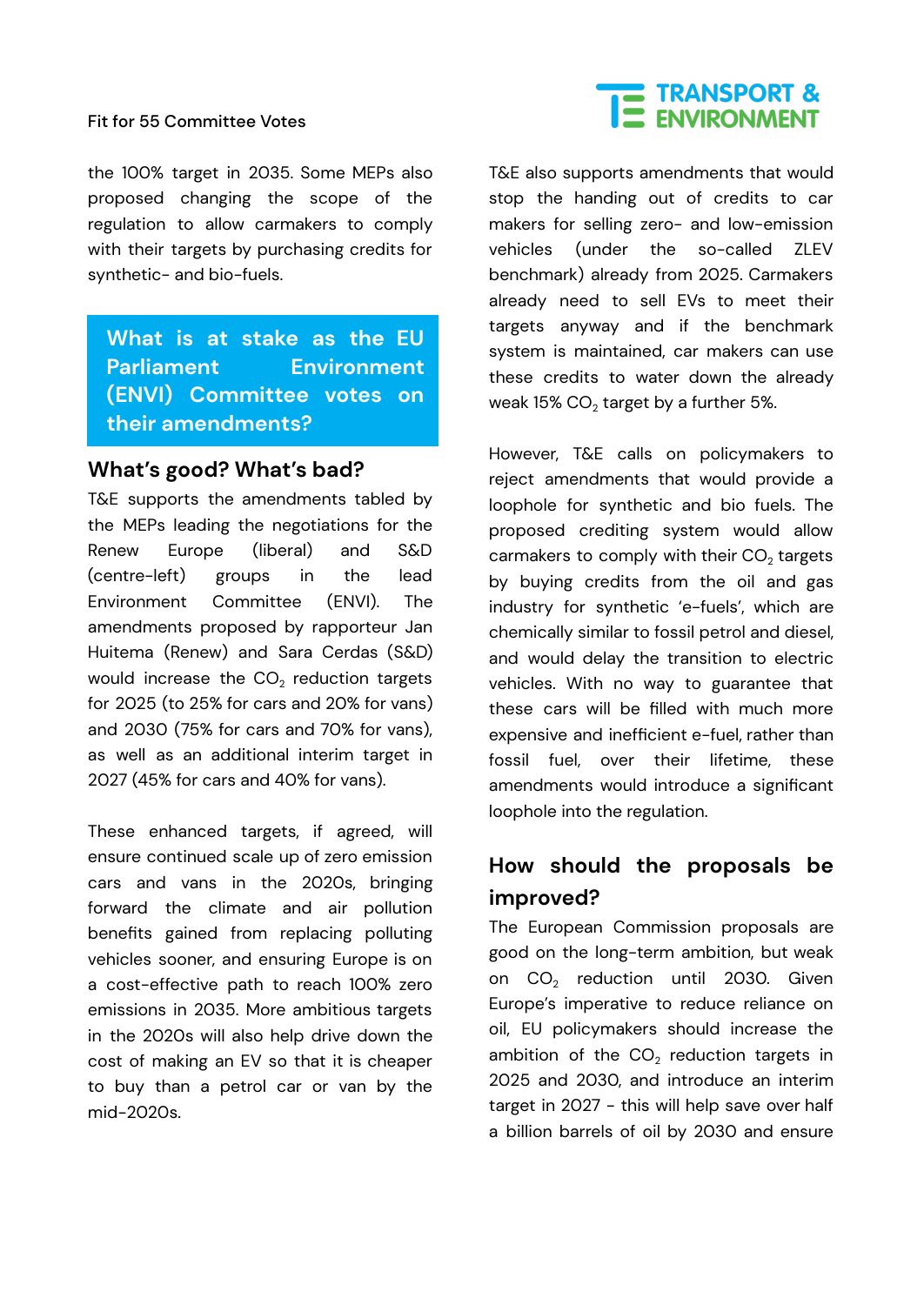the 100% target in 2035. Some MEPs also proposed changing the scope of the regulation to allow carmakers to comply with their targets by purchasing credits for synthetic- and bio-fuels.

## What is at stake as the EU Parliament Environment (ENVI) Committee votes on their amendments?

### What's good? What's bad?

T&E supports the amendments tabled by the MEPs leading the negotiations for the Renew Europe (liberal) and S&D (centre-left) groups in the lead Environment Committee (ENVI). The amendments proposed by rapporteur Jan Huitema (Renew) and Sara Cerdas (S&D) would increase the $CO_2$ reduction targets for 2025 (to 25% for cars and 20% for vans) and 2030 (75% for cars and 70% for vans), as well as an additional interim target in 2027 (45% for cars and 40% for vans).

These enhanced targets, if agreed, will ensure continued scale up of zero emission cars and vans in the 2020s, bringing forward the climate and air pollution benefits gained from replacing polluting vehicles sooner, and ensuring Europe is on a cost-effective path to reach 100% zero emissions in 2035. More ambitious targets in the 2020s will also help drive down the cost of making an EV so that it is cheaper to buy than a petrol car or van by the mid-2020s.

T&E also supports amendments that would stop the handing out of credits to car makers for selling zero- and low-emission vehicles (under the so-called ZLEV benchmark) already from 2025. Carmakers already need to sell EVs to meet their targets anyway and if the benchmark system is maintained, car makers can use these credits to water down the already weak 15% $CO_2$ target by a further 5%.

However, T&E calls on policymakers to reject amendments that would provide a loophole for synthetic and bio fuels. The proposed crediting system would allow carmakers to comply with their $CO_2$ targets by buying credits from the oil and gas industry for synthetic 'e-fuels', which are chemically similar to fossil petrol and diesel, and would delay the transition to electric vehicles. With no way to guarantee that these cars will be filled with much more expensive and inefficient e-fuel, rather than fossil fuel, over their lifetime, these amendments would introduce a significant loophole into the regulation.

### How should the proposals be improved?

The European Commission proposals are good on the long-term ambition, but weak on $CO_2$ reduction until 2030. Given Europe's imperative to reduce reliance on oil, EU policymakers should increase the ambition of the $CO_2$ reduction targets in 2025 and 2030, and introduce an interim target in 2027 - this will help save over half a billion barrels of oil by 2030 and ensure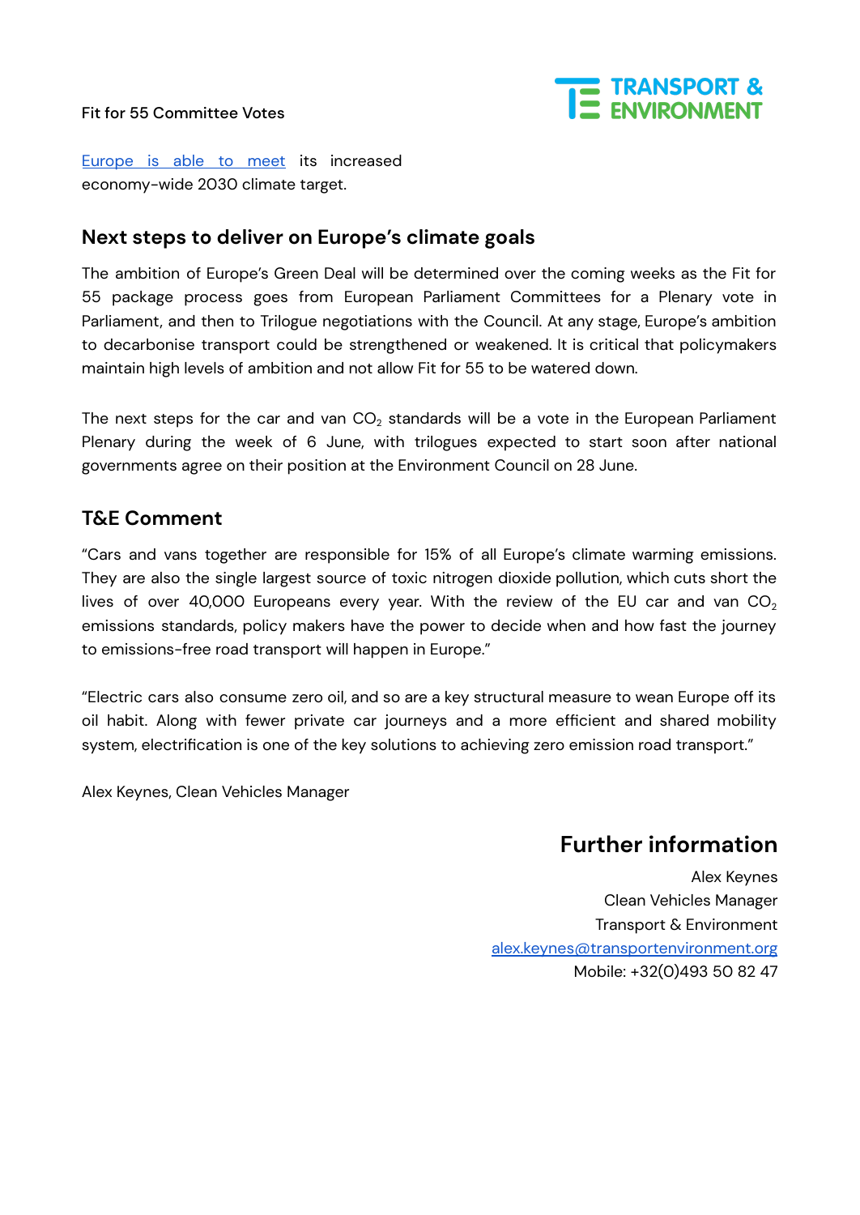Europe is able to meet its increased economy-wide 2030 climate target.

## Next steps to deliver on Europe's climate goals

The ambition of Europe's Green Deal will be determined over the coming weeks as the Fit for 55 package process goes from European Parliament Committees for a Plenary vote in Parliament, and then to Trilogue negotiations with the Council. At any stage, Europe's ambition to decarbonise transport could be strengthened or weakened. It is critical that policymakers maintain high levels of ambition and not allow Fit for 55 to be watered down.

The next steps for the car and van $CO_2$ standards will be a vote in the European Parliament Plenary during the week of 6 June, with trilogues expected to start soon after national governments agree on their position at the Environment Council on 28 June.

## T&E Comment

"Cars and vans together are responsible for 15% of all Europe's climate warming emissions. They are also the single largest source of toxic nitrogen dioxide pollution, which cuts short the lives of over 40,000 Europeans every year. With the review of the EU car and van $CO_2$ emissions standards, policy makers have the power to decide when and how fast the journey to emissions-free road transport will happen in Europe."

"Electric cars also consume zero oil, and so are a key structural measure to wean Europe off its oil habit. Along with fewer private car journeys and a more efficient and shared mobility system, electrification is one of the key solutions to achieving zero emission road transport."

Alex Keynes, Clean Vehicles Manager

## Further information

Alex Keynes
Clean Vehicles Manager
Transport & Environment
alex.keynes@transportenvironment.org
Mobile: +32(0)493 50 82 47